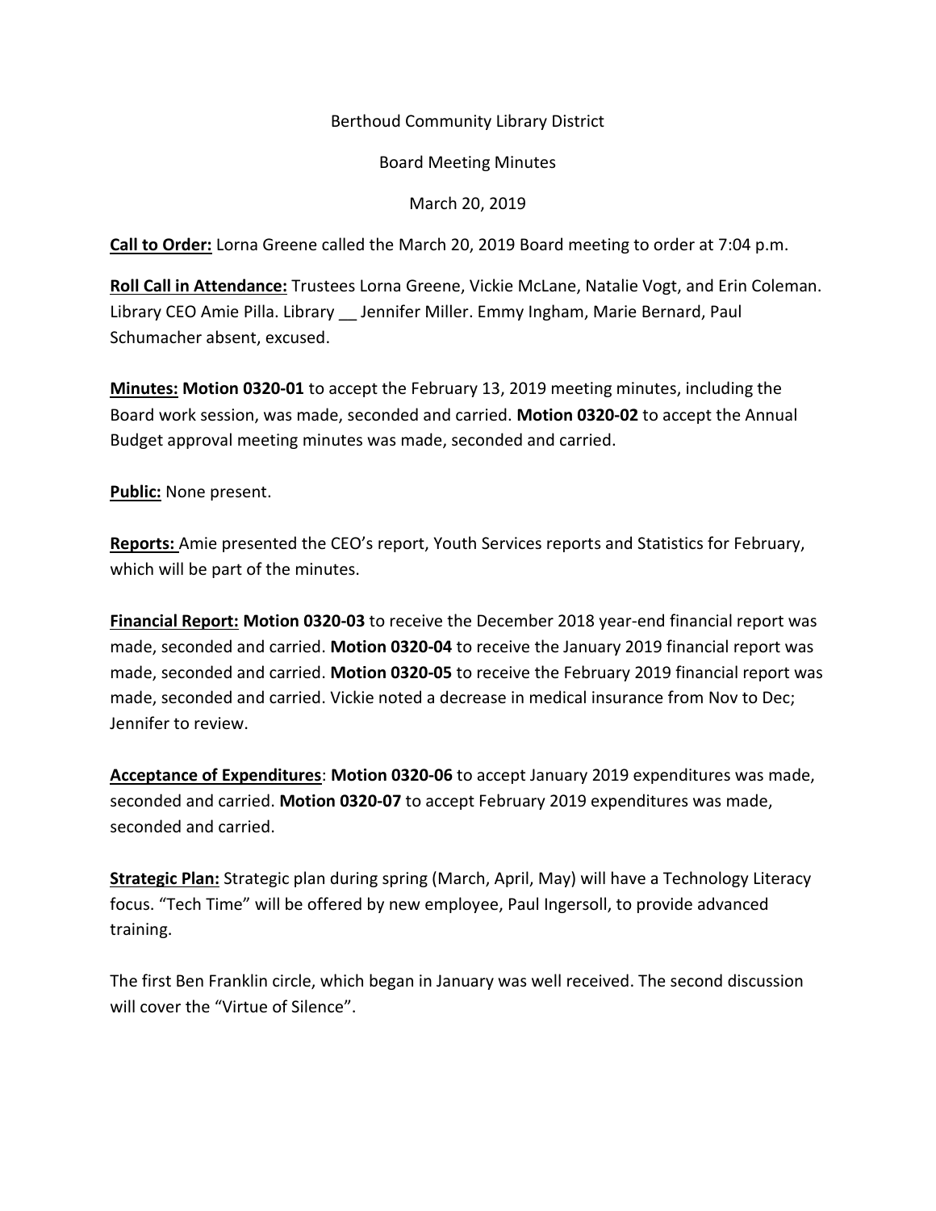Berthoud Community Library District

Board Meeting Minutes

March 20, 2019

**Call to Order:** Lorna Greene called the March 20, 2019 Board meeting to order at 7:04 p.m.

**Roll Call in Attendance:** Trustees Lorna Greene, Vickie McLane, Natalie Vogt, and Erin Coleman. Library CEO Amie Pilla. Library __ Jennifer Miller. Emmy Ingham, Marie Bernard, Paul Schumacher absent, excused.

**Minutes:** **Motion 0320-01** to accept the February 13, 2019 meeting minutes, including the Board work session, was made, seconded and carried. **Motion 0320-02** to accept the Annual Budget approval meeting minutes was made, seconded and carried.

**Public:** None present.

**Reports:** Amie presented the CEO's report, Youth Services reports and Statistics for February, which will be part of the minutes.

**Financial Report:** **Motion 0320-03** to receive the December 2018 year-end financial report was made, seconded and carried. **Motion 0320-04** to receive the January 2019 financial report was made, seconded and carried. **Motion 0320-05** to receive the February 2019 financial report was made, seconded and carried. Vickie noted a decrease in medical insurance from Nov to Dec; Jennifer to review.

**Acceptance of Expenditures**: **Motion 0320-06** to accept January 2019 expenditures was made, seconded and carried. **Motion 0320-07** to accept February 2019 expenditures was made, seconded and carried.

**Strategic Plan:** Strategic plan during spring (March, April, May) will have a Technology Literacy focus. "Tech Time" will be offered by new employee, Paul Ingersoll, to provide advanced training.

The first Ben Franklin circle, which began in January was well received. The second discussion will cover the "Virtue of Silence".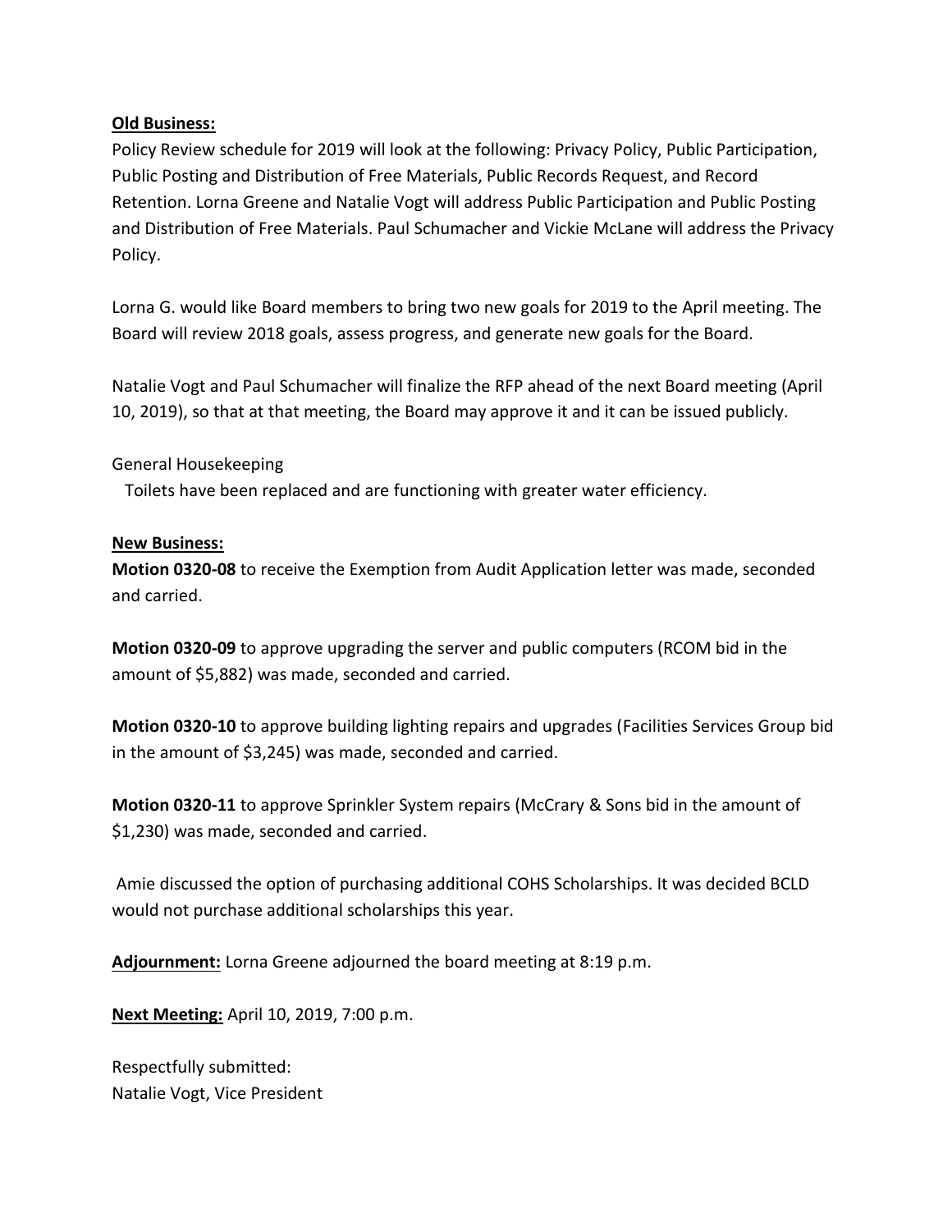**Old Business:**

Policy Review schedule for 2019 will look at the following: Privacy Policy, Public Participation, Public Posting and Distribution of Free Materials, Public Records Request, and Record Retention. Lorna Greene and Natalie Vogt will address Public Participation and Public Posting and Distribution of Free Materials. Paul Schumacher and Vickie McLane will address the Privacy Policy.

Lorna G. would like Board members to bring two new goals for 2019 to the April meeting. The Board will review 2018 goals, assess progress, and generate new goals for the Board.

Natalie Vogt and Paul Schumacher will finalize the RFP ahead of the next Board meeting (April 10, 2019), so that at that meeting, the Board may approve it and it can be issued publicly.

General Housekeeping

Toilets have been replaced and are functioning with greater water efficiency.

**New Business:**

**Motion 0320-08** to receive the Exemption from Audit Application letter was made, seconded and carried.

**Motion 0320-09** to approve upgrading the server and public computers (RCOM bid in the amount of $5,882) was made, seconded and carried.

**Motion 0320-10** to approve building lighting repairs and upgrades (Facilities Services Group bid in the amount of $3,245) was made, seconded and carried.

**Motion 0320-11** to approve Sprinkler System repairs (McCrary & Sons bid in the amount of $1,230) was made, seconded and carried.

Amie discussed the option of purchasing additional COHS Scholarships. It was decided BCLD would not purchase additional scholarships this year.

**Adjournment:** Lorna Greene adjourned the board meeting at 8:19 p.m.

**Next Meeting:** April 10, 2019, 7:00 p.m.

Respectfully submitted:
Natalie Vogt, Vice President